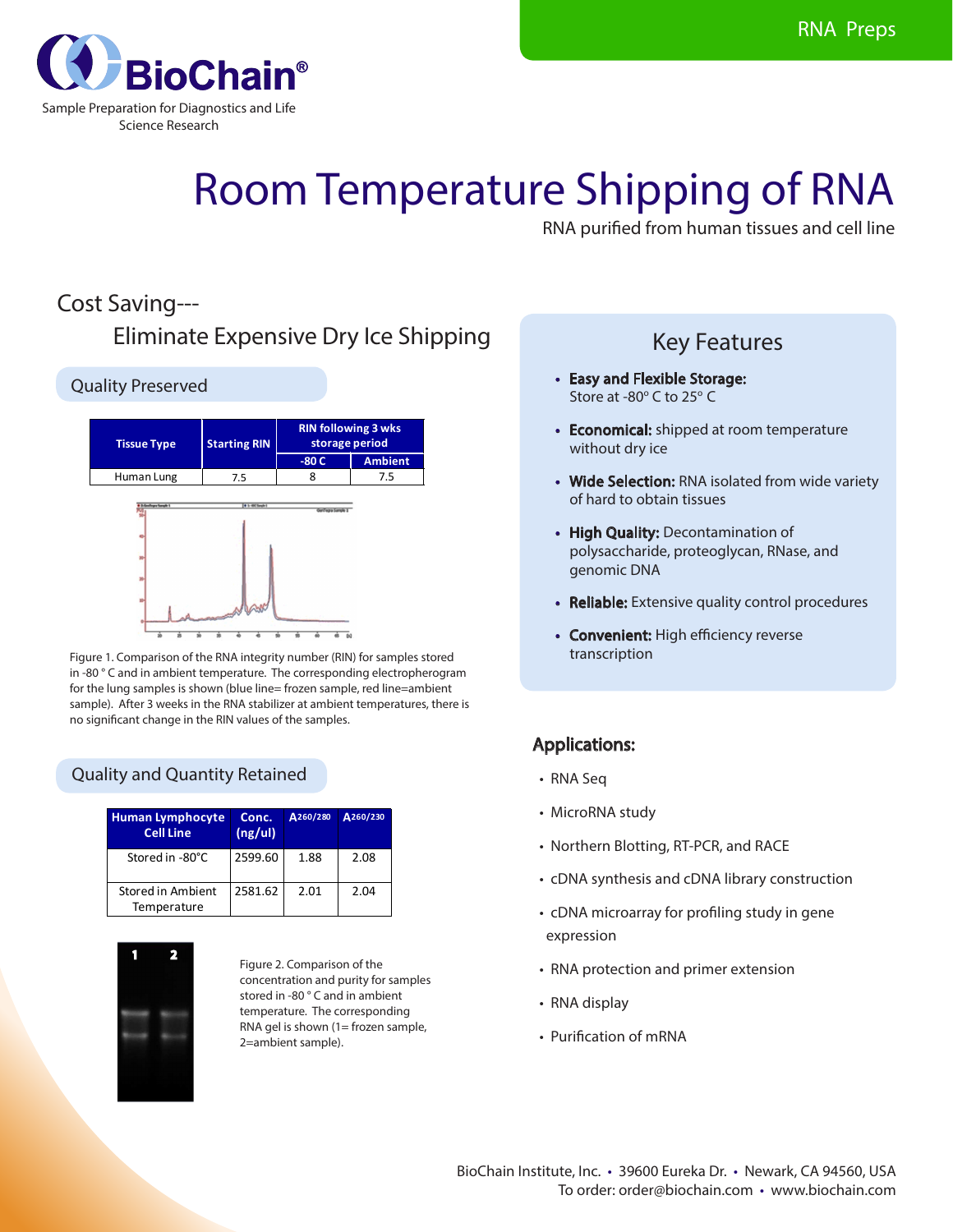# Room Temperature Shipping of RNA

RNA purified from human tissues and cell line

## Cost Saving---

## Eliminate Expensive Dry Ice Shipping

### Quality Preserved

| Tissue Type | Starting RIN | RIN following 3 wks storage period | |
|---|---|---|---|
| | | -80 C | Ambient |
| Human Lung | 7.5 | 8 | 7.5 |

Figure 1. Comparison of the RNA integrity number (RIN) for samples stored in -80 ° C and in ambient temperature. The corresponding electropherogram for the lung samples is shown (blue line= frozen sample, red line=ambient sample). After 3 weeks in the RNA stabilizer at ambient temperatures, there is no significant change in the RIN values of the samples.

### Quality and Quantity Retained

| Human Lymphocyte Cell Line | Conc. (ng/ul) | $A_{260/280}$ | $A_{260/230}$ |
|---|---|---|---|
| Stored in -80°C | 2599.60 | 1.88 | 2.08 |
| Stored in Ambient Temperature | 2581.62 | 2.01 | 2.04 |

Figure 2. Comparison of the concentration and purity for samples stored in -80 ° C and in ambient temperature. The corresponding RNA gel is shown (1= frozen sample, 2=ambient sample).

## Key Features

- **Easy and Flexible Storage:** Store at -80° C to 25° C
- **Economical:** shipped at room temperature without dry ice
- **Wide Selection:** RNA isolated from wide variety of hard to obtain tissues
- **High Quality:** Decontamination of polysaccharide, proteoglycan, RNase, and genomic DNA
- **Reliable:** Extensive quality control procedures
- **Convenient:** High efficiency reverse transcription

## Applications:

- RNA Seq
- MicroRNA study
- Northern Blotting, RT-PCR, and RACE
- cDNA synthesis and cDNA library construction
- cDNA microarray for profiling study in gene expression
- RNA protection and primer extension
- RNA display
- Purification of mRNA

BioChain Institute, Inc. • 39600 Eureka Dr. • Newark, CA 94560, USA
To order: order@biochain.com • www.biochain.com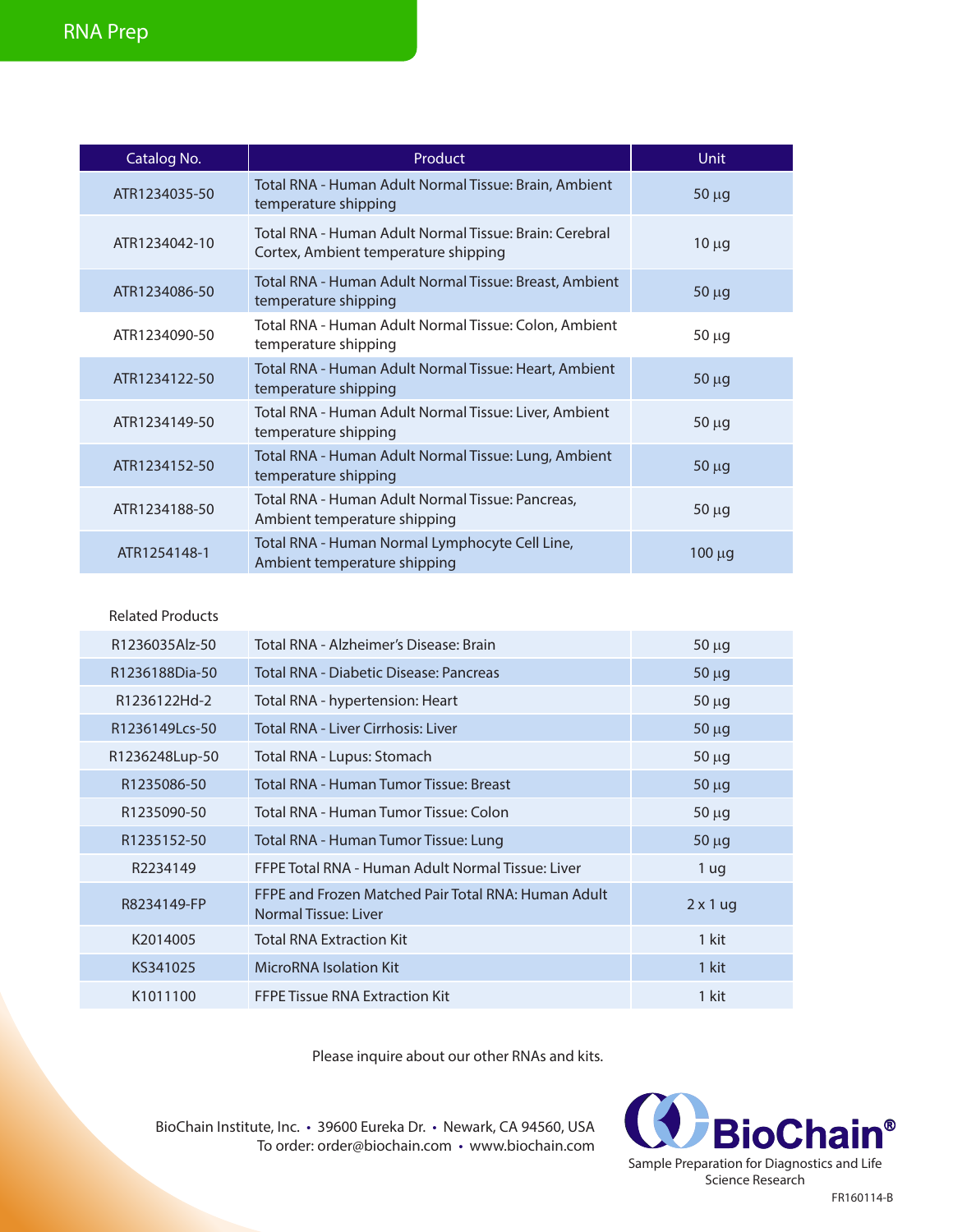# RNA Prep

| Catalog No. | Product | Unit |
|---|---|---|
| ATR1234035-50 | Total RNA - Human Adult Normal Tissue: Brain, Ambient temperature shipping | 50 µg |
| ATR1234042-10 | Total RNA - Human Adult Normal Tissue: Brain: Cerebral Cortex, Ambient temperature shipping | 10 µg |
| ATR1234086-50 | Total RNA - Human Adult Normal Tissue: Breast, Ambient temperature shipping | 50 µg |
| ATR1234090-50 | Total RNA - Human Adult Normal Tissue: Colon, Ambient temperature shipping | 50 µg |
| ATR1234122-50 | Total RNA - Human Adult Normal Tissue: Heart, Ambient temperature shipping | 50 µg |
| ATR1234149-50 | Total RNA - Human Adult Normal Tissue: Liver, Ambient temperature shipping | 50 µg |
| ATR1234152-50 | Total RNA - Human Adult Normal Tissue: Lung, Ambient temperature shipping | 50 µg |
| ATR1234188-50 | Total RNA - Human Adult Normal Tissue: Pancreas, Ambient temperature shipping | 50 µg |
| ATR1254148-1 | Total RNA - Human Normal Lymphocyte Cell Line, Ambient temperature shipping | 100 µg |

Related Products

| | | |
|---|---|---|
| R1236035Alz-50 | Total RNA - Alzheimer's Disease: Brain | 50 µg |
| R1236188Dia-50 | Total RNA - Diabetic Disease: Pancreas | 50 µg |
| R1236122Hd-2 | Total RNA - hypertension: Heart | 50 µg |
| R1236149Lcs-50 | Total RNA - Liver Cirrhosis: Liver | 50 µg |
| R1236248Lup-50 | Total RNA - Lupus: Stomach | 50 µg |
| R1235086-50 | Total RNA - Human Tumor Tissue: Breast | 50 µg |
| R1235090-50 | Total RNA - Human Tumor Tissue: Colon | 50 µg |
| R1235152-50 | Total RNA - Human Tumor Tissue: Lung | 50 µg |
| R2234149 | FFPE Total RNA - Human Adult Normal Tissue: Liver | 1 ug |
| R8234149-FP | FFPE and Frozen Matched Pair Total RNA: Human Adult Normal Tissue: Liver | 2 x 1 ug |
| K2014005 | Total RNA Extraction Kit | 1 kit |
| KS341025 | MicroRNA Isolation Kit | 1 kit |
| K1011100 | FFPE Tissue RNA Extraction Kit | 1 kit |

Please inquire about our other RNAs and kits.

BioChain Institute, Inc. • 39600 Eureka Dr. • Newark, CA 94560, USA
To order: order@biochain.com • www.biochain.com

BioChain®
Sample Preparation for Diagnostics and Life Science Research

FR160114-B